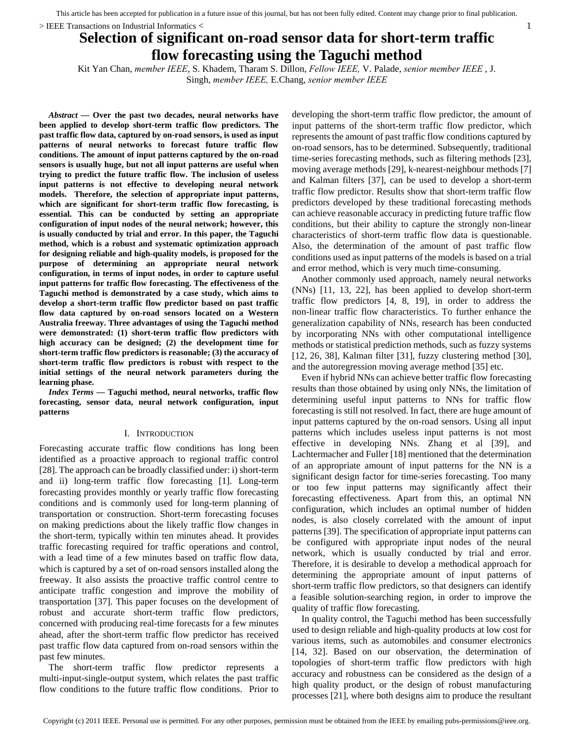# Selection of significant on-road sensor data for short-term traffic flow forecasting using the Taguchi method

Kit Yan Chan, *member IEEE*, S. Khadem, Tharam S. Dillon, *Fellow IEEE,* V. Palade, *senior member IEEE* , J. Singh, *member IEEE,* E.Chang, *senior member IEEE*

***Abstract* — Over the past two decades, neural networks have been applied to develop short-term traffic flow predictors. The past traffic flow data, captured by on-road sensors, is used as input patterns of neural networks to forecast future traffic flow conditions. The amount of input patterns captured by the on-road sensors is usually huge, but not all input patterns are useful when trying to predict the future traffic flow. The inclusion of useless input patterns is not effective to developing neural network models. Therefore, the selection of appropriate input patterns, which are significant for short-term traffic flow forecasting, is essential. This can be conducted by setting an appropriate configuration of input nodes of the neural network; however, this is usually conducted by trial and error. In this paper, the Taguchi method, which is a robust and systematic optimization approach for designing reliable and high-quality models, is proposed for the purpose of determining an appropriate neural network configuration, in terms of input nodes, in order to capture useful input patterns for traffic flow forecasting. The effectiveness of the Taguchi method is demonstrated by a case study, which aims to develop a short-term traffic flow predictor based on past traffic flow data captured by on-road sensors located on a Western Australia freeway. Three advantages of using the Taguchi method were demonstrated: (1) short-term traffic flow predictors with high accuracy can be designed; (2) the development time for short-term traffic flow predictors is reasonable; (3) the accuracy of short-term traffic flow predictors is robust with respect to the initial settings of the neural network parameters during the learning phase.**

***Index Terms* — Taguchi method, neural networks, traffic flow forecasting, sensor data, neural network configuration, input patterns**

## I. Introduction

Forecasting accurate traffic flow conditions has long been identified as a proactive approach to regional traffic control [28]. The approach can be broadly classified under: i) short-term and ii) long-term traffic flow forecasting [1]. Long-term forecasting provides monthly or yearly traffic flow forecasting conditions and is commonly used for long-term planning of transportation or construction. Short-term forecasting focuses on making predictions about the likely traffic flow changes in the short-term, typically within ten minutes ahead. It provides traffic forecasting required for traffic operations and control, with a lead time of a few minutes based on traffic flow data, which is captured by a set of on-road sensors installed along the freeway. It also assists the proactive traffic control centre to anticipate traffic congestion and improve the mobility of transportation [37]. This paper focuses on the development of robust and accurate short-term traffic flow predictors, concerned with producing real-time forecasts for a few minutes ahead, after the short-term traffic flow predictor has received past traffic flow data captured from on-road sensors within the past few minutes.

The short-term traffic flow predictor represents a multi-input-single-output system, which relates the past traffic flow conditions to the future traffic flow conditions. Prior to developing the short-term traffic flow predictor, the amount of input patterns of the short-term traffic flow predictor, which represents the amount of past traffic flow conditions captured by on-road sensors, has to be determined. Subsequently, traditional time-series forecasting methods, such as filtering methods [23], moving average methods [29], k-nearest-neighbour methods [7] and Kalman filters [37], can be used to develop a short-term traffic flow predictor. Results show that short-term traffic flow predictors developed by these traditional forecasting methods can achieve reasonable accuracy in predicting future traffic flow conditions, but their ability to capture the strongly non-linear characteristics of short-term traffic flow data is questionable. Also, the determination of the amount of past traffic flow conditions used as input patterns of the models is based on a trial and error method, which is very much time-consuming.

Another commonly used approach, namely neural networks (NNs) [11, 13, 22], has been applied to develop short-term traffic flow predictors [4, 8, 19], in order to address the non-linear traffic flow characteristics. To further enhance the generalization capability of NNs, research has been conducted by incorporating NNs with other computational intelligence methods or statistical prediction methods, such as fuzzy systems [12, 26, 38], Kalman filter [31], fuzzy clustering method [30], and the autoregression moving average method [35] etc.

Even if hybrid NNs can achieve better traffic flow forecasting results than those obtained by using only NNs, the limitation of determining useful input patterns to NNs for traffic flow forecasting is still not resolved. In fact, there are huge amount of input patterns captured by the on-road sensors. Using all input patterns which includes useless input patterns is not most effective in developing NNs. Zhang et al [39], and Lachtermacher and Fuller [18] mentioned that the determination of an appropriate amount of input patterns for the NN is a significant design factor for time-series forecasting. Too many or too few input patterns may significantly affect their forecasting effectiveness. Apart from this, an optimal NN configuration, which includes an optimal number of hidden nodes, is also closely correlated with the amount of input patterns [39]. The specification of appropriate input patterns can be configured with appropriate input nodes of the neural network, which is usually conducted by trial and error. Therefore, it is desirable to develop a methodical approach for determining the appropriate amount of input patterns of short-term traffic flow predictors, so that designers can identify a feasible solution-searching region, in order to improve the quality of traffic flow forecasting.

In quality control, the Taguchi method has been successfully used to design reliable and high-quality products at low cost for various items, such as automobiles and consumer electronics [14, 32]. Based on our observation, the determination of topologies of short-term traffic flow predictors with high accuracy and robustness can be considered as the design of a high quality product, or the design of robust manufacturing processes [21], where both designs aim to produce the resultant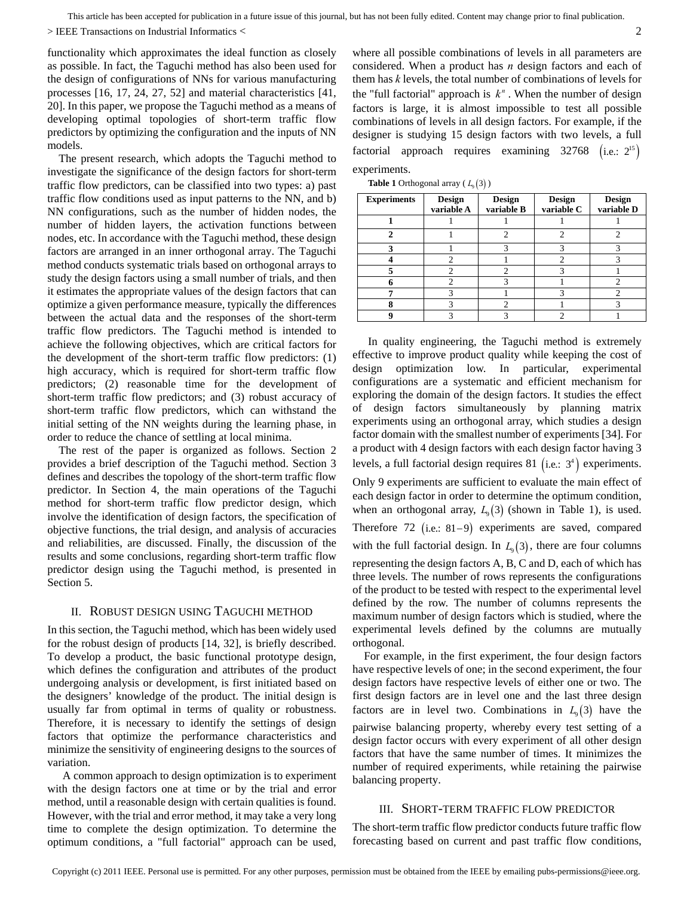functionality which approximates the ideal function as closely as possible. In fact, the Taguchi method has also been used for the design of configurations of NNs for various manufacturing processes [16, 17, 24, 27, 52] and material characteristics [41, 20]. In this paper, we propose the Taguchi method as a means of developing optimal topologies of short-term traffic flow predictors by optimizing the configuration and the inputs of NN models.

The present research, which adopts the Taguchi method to investigate the significance of the design factors for short-term traffic flow predictors, can be classified into two types: a) past traffic flow conditions used as input patterns to the NN, and b) NN configurations, such as the number of hidden nodes, the number of hidden layers, the activation functions between nodes, etc. In accordance with the Taguchi method, these design factors are arranged in an inner orthogonal array. The Taguchi method conducts systematic trials based on orthogonal arrays to study the design factors using a small number of trials, and then it estimates the appropriate values of the design factors that can optimize a given performance measure, typically the differences between the actual data and the responses of the short-term traffic flow predictors. The Taguchi method is intended to achieve the following objectives, which are critical factors for the development of the short-term traffic flow predictors: (1) high accuracy, which is required for short-term traffic flow predictors; (2) reasonable time for the development of short-term traffic flow predictors; and (3) robust accuracy of short-term traffic flow predictors, which can withstand the initial setting of the NN weights during the learning phase, in order to reduce the chance of settling at local minima.

The rest of the paper is organized as follows. Section 2 provides a brief description of the Taguchi method. Section 3 defines and describes the topology of the short-term traffic flow predictor. In Section 4, the main operations of the Taguchi method for short-term traffic flow predictor design, which involve the identification of design factors, the specification of objective functions, the trial design, and analysis of accuracies and reliabilities, are discussed. Finally, the discussion of the results and some conclusions, regarding short-term traffic flow predictor design using the Taguchi method, is presented in Section 5.

## II. Robust design using Taguchi method

In this section, the Taguchi method, which has been widely used for the robust design of products [14, 32], is briefly described. To develop a product, the basic functional prototype design, which defines the configuration and attributes of the product undergoing analysis or development, is first initiated based on the designers' knowledge of the product. The initial design is usually far from optimal in terms of quality or robustness. Therefore, it is necessary to identify the settings of design factors that optimize the performance characteristics and minimize the sensitivity of engineering designs to the sources of variation.

A common approach to design optimization is to experiment with the design factors one at time or by the trial and error method, until a reasonable design with certain qualities is found. However, with the trial and error method, it may take a very long time to complete the design optimization. To determine the optimum conditions, a "full factorial" approach can be used, where all possible combinations of levels in all parameters are considered. When a product has *n* design factors and each of them has *k* levels, the total number of combinations of levels for the "full factorial" approach is $k^n$. When the number of design factors is large, it is almost impossible to test all possible combinations of levels in all design factors. For example, if the designer is studying 15 design factors with two levels, a full factorial approach requires examining 32768 $(\text{i.e.: } 2^{15})$ experiments.

**Table 1** Orthogonal array ( $L_9(3)$ )

| Experiments | Design variable A | Design variable B | Design variable C | Design variable D |
|---|---|---|---|---|
| **1** | 1 | 1 | 1 | 1 |
| **2** | 1 | 2 | 2 | 2 |
| **3** | 1 | 3 | 3 | 3 |
| **4** | 2 | 1 | 2 | 3 |
| **5** | 2 | 2 | 3 | 1 |
| **6** | 2 | 3 | 1 | 2 |
| **7** | 3 | 1 | 3 | 2 |
| **8** | 3 | 2 | 1 | 3 |
| **9** | 3 | 3 | 2 | 1 |

In quality engineering, the Taguchi method is extremely effective to improve product quality while keeping the cost of design optimization low. In particular, experimental configurations are a systematic and efficient mechanism for exploring the domain of the design factors. It studies the effect of design factors simultaneously by planning matrix experiments using an orthogonal array, which studies a design factor domain with the smallest number of experiments [34]. For a product with 4 design factors with each design factor having 3 levels, a full factorial design requires 81 $(\text{i.e.: } 3^4)$ experiments. Only 9 experiments are sufficient to evaluate the main effect of each design factor in order to determine the optimum condition, when an orthogonal array, $L_9(3)$ (shown in Table 1), is used. Therefore 72 $(\text{i.e.: } 81-9)$ experiments are saved, compared with the full factorial design. In $L_9(3)$, there are four columns representing the design factors A, B, C and D, each of which has three levels. The number of rows represents the configurations of the product to be tested with respect to the experimental level defined by the row. The number of columns represents the maximum number of design factors which is studied, where the experimental levels defined by the columns are mutually orthogonal.

For example, in the first experiment, the four design factors have respective levels of one; in the second experiment, the four design factors have respective levels of either one or two. The first design factors are in level one and the last three design factors are in level two. Combinations in $L_9(3)$ have the pairwise balancing property, whereby every test setting of a design factor occurs with every experiment of all other design factors that have the same number of times. It minimizes the number of required experiments, while retaining the pairwise balancing property.

## III. Short-term traffic flow predictor

The short-term traffic flow predictor conducts future traffic flow forecasting based on current and past traffic flow conditions,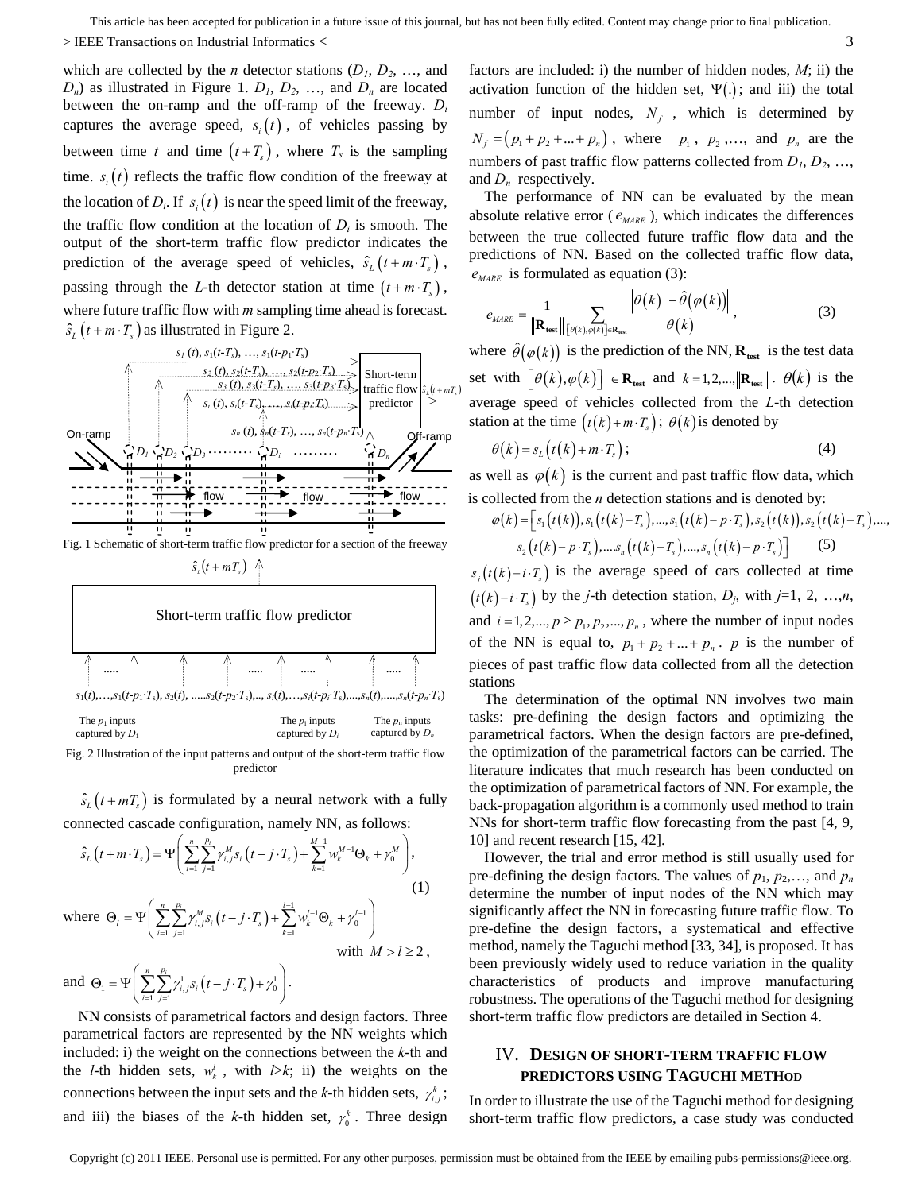which are collected by the $n$ detector stations ($D_1$, $D_2$, …, and $D_n$) as illustrated in Figure 1. $D_1$, $D_2$, …, and $D_n$ are located between the on-ramp and the off-ramp of the freeway. $D_i$ captures the average speed, $s_i(t)$, of vehicles passing by between time $t$ and time $(t+T_s)$, where $T_s$ is the sampling time. $s_i(t)$ reflects the traffic flow condition of the freeway at the location of $D_i$. If $s_i(t)$ is near the speed limit of the freeway, the traffic flow condition at the location of $D_i$ is smooth. The output of the short-term traffic flow predictor indicates the prediction of the average speed of vehicles, $\hat{s}_L(t+m\cdot T_s)$, passing through the $L$-th detector station at time $(t+m\cdot T_s)$, where future traffic flow with $m$ sampling time ahead is forecast. $\hat{s}_L(t+m\cdot T_s)$ as illustrated in Figure 2.

Fig. 1 Schematic of short-term traffic flow predictor for a section of the freeway

Fig. 2 Illustration of the input patterns and output of the short-term traffic flow predictor

$\hat{s}_L(t+mT_s)$ is formulated by a neural network with a fully connected cascade configuration, namely NN, as follows:

$$\hat{s}_L(t+m\cdot T_s)=\Psi\left(\sum_{i=1}^{n}\sum_{j=1}^{p_i}\gamma_{i,j}^{M}s_i(t-j\cdot T_s)+\sum_{k=1}^{M-1}w_k^{M-1}\Theta_k+\gamma_0^{M}\right), \tag{1}$$

where $\Theta_l=\Psi\left(\sum_{i=1}^{n}\sum_{j=1}^{p_i}\gamma_{i,j}^{M}s_i(t-j\cdot T_s)+\sum_{k=1}^{l-1}w_k^{l-1}\Theta_k+\gamma_0^{l-1}\right)$ with $M>l\geq 2$,

and $\Theta_1=\Psi\left(\sum_{i=1}^{n}\sum_{j=1}^{p_i}\gamma_{i,j}^{1}s_i(t-j\cdot T_s)+\gamma_0^{1}\right)$.

NN consists of parametrical factors and design factors. Three parametrical factors are represented by the NN weights which included: i) the weight on the connections between the $k$-th and the $l$-th hidden sets, $w_k^l$, with $l>k$; ii) the weights on the connections between the input sets and the $k$-th hidden sets, $\gamma_{i,j}^k$; and iii) the biases of the $k$-th hidden set, $\gamma_0^k$. Three design factors are included: i) the number of hidden nodes, $M$; ii) the activation function of the hidden set, $\Psi(.)$; and iii) the total number of input nodes, $N_f$, which is determined by $N_f=(p_1+p_2+...+p_n)$, where $p_1$, $p_2$,…, and $p_n$ are the numbers of past traffic flow patterns collected from $D_1$, $D_2$, …, and $D_n$ respectively.

The performance of NN can be evaluated by the mean absolute relative error ($e_{MARE}$), which indicates the differences between the true collected future traffic flow data and the predictions of NN. Based on the collected traffic flow data, $e_{MARE}$ is formulated as equation (3):

$$e_{MARE}=\frac{1}{\|\mathbf{R_{test}}\|}\sum_{[\theta(k),\varphi(k)]\in\mathbf{R_{test}}}\frac{\left|\theta(k)-\hat{\theta}(\varphi(k))\right|}{\theta(k)}, \tag{3}$$

where $\hat{\theta}(\varphi(k))$ is the prediction of the NN, $\mathbf{R_{test}}$ is the test data set with $[\theta(k),\varphi(k)]\in\mathbf{R_{test}}$ and $k=1,2,...,\|\mathbf{R_{test}}\|$. $\theta(k)$ is the average speed of vehicles collected from the $L$-th detection station at the time $(t(k)+m\cdot T_s)$; $\theta(k)$ is denoted by

$$\theta(k)=s_L(t(k)+m\cdot T_s); \tag{4}$$

as well as $\varphi(k)$ is the current and past traffic flow data, which is collected from the $n$ detection stations and is denoted by:

$$\varphi(k)=\big[s_1(t(k)),s_1(t(k)-T_s),...,s_1(t(k)-p\cdot T_s),s_2(t(k)),s_2(t(k)-T_s),...,s_2(t(k)-p\cdot T_s),....s_n(t(k)-T_s),...,s_n(t(k)-p\cdot T_s)\big] \tag{5}$$

$s_j(t(k)-i\cdot T_s)$ is the average speed of cars collected at time $(t(k)-i\cdot T_s)$ by the $j$-th detection station, $D_j$, with $j$=1, 2, …,$n$, and $i=1,2,...,p\geq p_1,p_2,...,p_n$, where the number of input nodes of the NN is equal to, $p_1+p_2+...+p_n$. $p$ is the number of pieces of past traffic flow data collected from all the detection stations

The determination of the optimal NN involves two main tasks: pre-defining the design factors and optimizing the parametrical factors. When the design factors are pre-defined, the optimization of the parametrical factors can be carried. The literature indicates that much research has been conducted on the optimization of parametrical factors of NN. For example, the back-propagation algorithm is a commonly used method to train NNs for short-term traffic flow forecasting from the past [4, 9, 10] and recent research [15, 42].

However, the trial and error method is still usually used for pre-defining the design factors. The values of $p_1$, $p_2$,…, and $p_n$ determine the number of input nodes of the NN which may significantly affect the NN in forecasting future traffic flow. To pre-define the design factors, a systematical and effective method, namely the Taguchi method [33, 34], is proposed. It has been previously widely used to reduce variation in the quality characteristics of products and improve manufacturing robustness. The operations of the Taguchi method for designing short-term traffic flow predictors are detailed in Section 4.

## IV. Design of Short-Term Traffic Flow Predictors Using Taguchi Method

In order to illustrate the use of the Taguchi method for designing short-term traffic flow predictors, a case study was conducted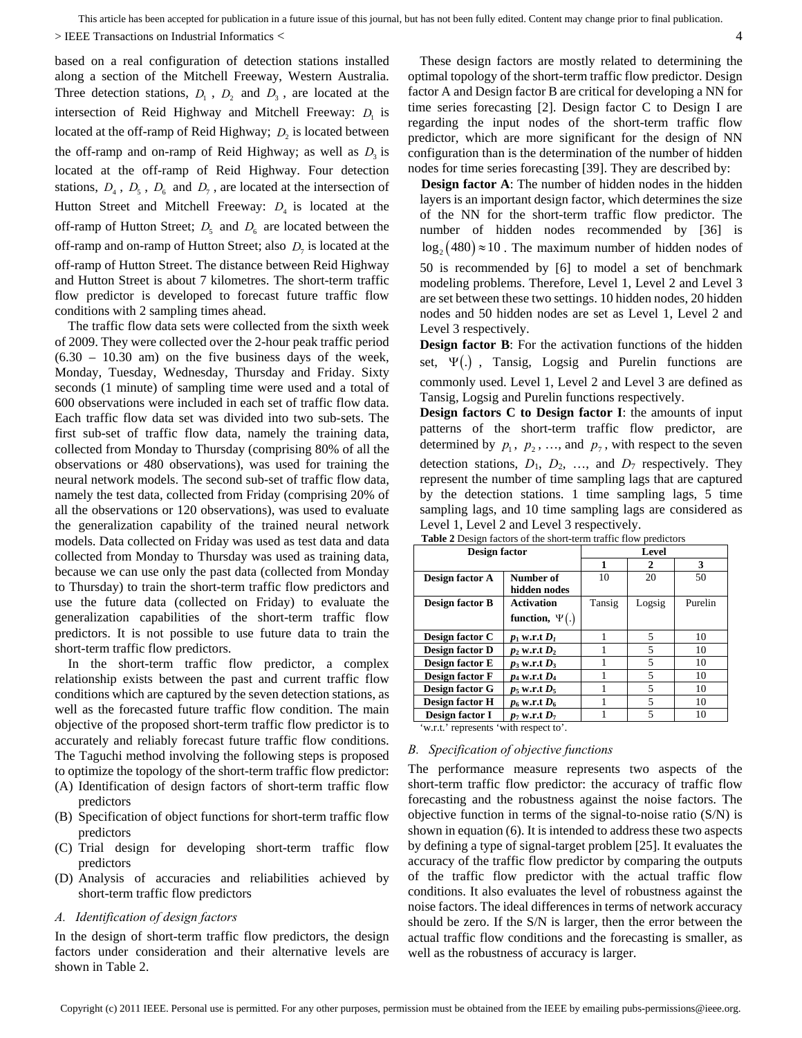based on a real configuration of detection stations installed along a section of the Mitchell Freeway, Western Australia. Three detection stations, $D_1$, $D_2$ and $D_3$, are located at the intersection of Reid Highway and Mitchell Freeway: $D_1$ is located at the off-ramp of Reid Highway; $D_2$ is located between the off-ramp and on-ramp of Reid Highway; as well as $D_3$ is located at the off-ramp of Reid Highway. Four detection stations, $D_4$, $D_5$, $D_6$ and $D_7$, are located at the intersection of Hutton Street and Mitchell Freeway: $D_4$ is located at the off-ramp of Hutton Street; $D_5$ and $D_6$ are located between the off-ramp and on-ramp of Hutton Street; also $D_7$ is located at the off-ramp of Hutton Street. The distance between Reid Highway and Hutton Street is about 7 kilometres. The short-term traffic flow predictor is developed to forecast future traffic flow conditions with 2 sampling times ahead.

The traffic flow data sets were collected from the sixth week of 2009. They were collected over the 2-hour peak traffic period (6.30 – 10.30 am) on the five business days of the week, Monday, Tuesday, Wednesday, Thursday and Friday. Sixty seconds (1 minute) of sampling time were used and a total of 600 observations were included in each set of traffic flow data. Each traffic flow data set was divided into two sub-sets. The first sub-set of traffic flow data, namely the training data, collected from Monday to Thursday (comprising 80% of all the observations or 480 observations), was used for training the neural network models. The second sub-set of traffic flow data, namely the test data, collected from Friday (comprising 20% of all the observations or 120 observations), was used to evaluate the generalization capability of the trained neural network models. Data collected on Friday was used as test data and data collected from Monday to Thursday was used as training data, because we can use only the past data (collected from Monday to Thursday) to train the short-term traffic flow predictors and use the future data (collected on Friday) to evaluate the generalization capabilities of the short-term traffic flow predictors. It is not possible to use future data to train the short-term traffic flow predictors.

In the short-term traffic flow predictor, a complex relationship exists between the past and current traffic flow conditions which are captured by the seven detection stations, as well as the forecasted future traffic flow condition. The main objective of the proposed short-term traffic flow predictor is to accurately and reliably forecast future traffic flow conditions. The Taguchi method involving the following steps is proposed to optimize the topology of the short-term traffic flow predictor:

(A) Identification of design factors of short-term traffic flow predictors
(B) Specification of object functions for short-term traffic flow predictors
(C) Trial design for developing short-term traffic flow predictors
(D) Analysis of accuracies and reliabilities achieved by short-term traffic flow predictors

### *A. Identification of design factors*

In the design of short-term traffic flow predictors, the design factors under consideration and their alternative levels are shown in Table 2.

These design factors are mostly related to determining the optimal topology of the short-term traffic flow predictor. Design factor A and Design factor B are critical for developing a NN for time series forecasting [2]. Design factor C to Design I are regarding the input nodes of the short-term traffic flow predictor, which are more significant for the design of NN configuration than is the determination of the number of hidden nodes for time series forecasting [39]. They are described by:

**Design factor A**: The number of hidden nodes in the hidden layers is an important design factor, which determines the size of the NN for the short-term traffic flow predictor. The number of hidden nodes recommended by [36] is $\log_2(480) \approx 10$. The maximum number of hidden nodes of 50 is recommended by [6] to model a set of benchmark modeling problems. Therefore, Level 1, Level 2 and Level 3 are set between these two settings. 10 hidden nodes, 20 hidden nodes and 50 hidden nodes are set as Level 1, Level 2 and Level 3 respectively.

**Design factor B**: For the activation functions of the hidden set, $\Psi(.)$, Tansig, Logsig and Purelin functions are commonly used. Level 1, Level 2 and Level 3 are defined as Tansig, Logsig and Purelin functions respectively.

**Design factors C to Design factor I**: the amounts of input patterns of the short-term traffic flow predictor, are determined by $p_1$, $p_2$, …, and $p_7$, with respect to the seven detection stations, $D_1$, $D_2$, …, and $D_7$ respectively. They represent the number of time sampling lags that are captured by the detection stations. 1 time sampling lags, 5 time sampling lags, and 10 time sampling lags are considered as Level 1, Level 2 and Level 3 respectively.

**Table 2** Design factors of the short-term traffic flow predictors

| Design factor | | Level | | |
|---|---|---|---|---|
| | | 1 | 2 | 3 |
| **Design factor A** | **Number of hidden nodes** | 10 | 20 | 50 |
| **Design factor B** | **Activation function, $\Psi(.)$** | Tansig | Logsig | Purelin |
| **Design factor C** | **$p_1$ w.r.t $D_1$** | 1 | 5 | 10 |
| **Design factor D** | **$p_2$ w.r.t $D_2$** | 1 | 5 | 10 |
| **Design factor E** | **$p_3$ w.r.t $D_3$** | 1 | 5 | 10 |
| **Design factor F** | **$p_4$ w.r.t $D_4$** | 1 | 5 | 10 |
| **Design factor G** | **$p_5$ w.r.t $D_5$** | 1 | 5 | 10 |
| **Design factor H** | **$p_6$ w.r.t $D_6$** | 1 | 5 | 10 |
| **Design factor I** | **$p_7$ w.r.t $D_7$** | 1 | 5 | 10 |

'w.r.t.' represents 'with respect to'.

### *B. Specification of objective functions*

The performance measure represents two aspects of the short-term traffic flow predictor: the accuracy of traffic flow forecasting and the robustness against the noise factors. The objective function in terms of the signal-to-noise ratio (S/N) is shown in equation (6). It is intended to address these two aspects by defining a type of signal-target problem [25]. It evaluates the accuracy of the traffic flow predictor by comparing the outputs of the traffic flow predictor with the actual traffic flow conditions. It also evaluates the level of robustness against the noise factors. The ideal differences in terms of network accuracy should be zero. If the S/N is larger, then the error between the actual traffic flow conditions and the forecasting is smaller, as well as the robustness of accuracy is larger.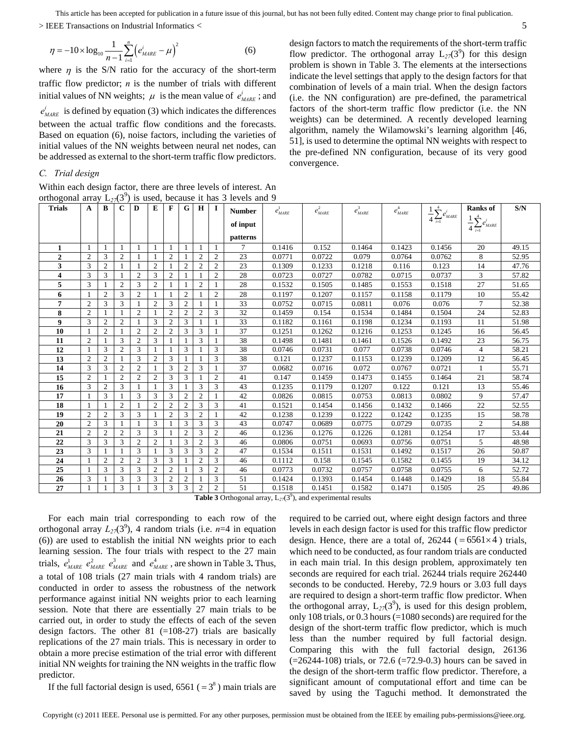$$\eta = -10 \times \log_{10} \frac{1}{n-1} \sum_{i=1}^{n} \left( e_{MARE}^{i} - \mu \right)^2 \qquad (6)$$

where $\eta$ is the S/N ratio for the accuracy of the short-term traffic flow predictor; $n$ is the number of trials with different initial values of NN weights; $\mu$ is the mean value of $e_{MARE}^{i}$; and $e_{MARE}^{i}$ is defined by equation (3) which indicates the differences between the actual traffic flow conditions and the forecasts. Based on equation (6), noise factors, including the varieties of initial values of the NN weights between neural net nodes, can be addressed as external to the short-term traffic flow predictors.

### C. Trial design

Within each design factor, there are three levels of interest. An orthogonal array $L_{27}(3^9)$ is used, because it has 3 levels and 9 design factors to match the requirements of the short-term traffic flow predictor. The orthogonal array $L_{27}(3^9)$ for this design problem is shown in Table 3. The elements at the intersections indicate the level settings that apply to the design factors for that combination of levels of a main trial. When the design factors (i.e. the NN configuration) are pre-defined, the parametrical factors of the short-term traffic flow predictor (i.e. the NN weights) can be determined. A recently developed learning algorithm, namely the Wilamowski's learning algorithm [46, 51], is used to determine the optimal NN weights with respect to the pre-defined NN configuration, because of its very good convergence.

| Trials | A | B | C | D | E | F | G | H | I | Number of input patterns | $e_{MARE}^{1}$ | $e_{MARE}^{2}$ | $e_{MARE}^{3}$ | $e_{MARE}^{4}$ | $\frac{1}{4}\sum_{i=1}^{4} e_{MARE}^{i}$ | Ranks of $\frac{1}{4}\sum_{i=1}^{4} e_{MARE}^{i}$ | S/N |
|---|---|---|---|---|---|---|---|---|---|---|---|---|---|---|---|---|---|
| **1** | 1 | 1 | 1 | 1 | 1 | 1 | 1 | 1 | 1 | 7 | 0.1416 | 0.152 | 0.1464 | 0.1423 | 0.1456 | 20 | 49.15 |
| **2** | 2 | 3 | 2 | 1 | 1 | 2 | 1 | 2 | 2 | 23 | 0.0771 | 0.0722 | 0.079 | 0.0764 | 0.0762 | 8 | 52.95 |
| **3** | 3 | 2 | 1 | 1 | 2 | 1 | 2 | 2 | 2 | 23 | 0.1309 | 0.1233 | 0.1218 | 0.116 | 0.123 | 14 | 47.76 |
| **4** | 3 | 3 | 1 | 2 | 3 | 2 | 1 | 1 | 2 | 28 | 0.0723 | 0.0727 | 0.0782 | 0.0715 | 0.0737 | 3 | 57.82 |
| **5** | 3 | 1 | 2 | 3 | 2 | 1 | 1 | 2 | 1 | 28 | 0.1532 | 0.1505 | 0.1485 | 0.1553 | 0.1518 | 27 | 51.65 |
| **6** | 1 | 2 | 3 | 2 | 1 | 1 | 2 | 1 | 2 | 28 | 0.1197 | 0.1207 | 0.1157 | 0.1158 | 0.1179 | 10 | 55.42 |
| **7** | 2 | 3 | 3 | 1 | 2 | 3 | 2 | 1 | 1 | 33 | 0.0752 | 0.0715 | 0.0811 | 0.076 | 0.076 | 7 | 52.38 |
| **8** | 2 | 1 | 1 | 2 | 1 | 2 | 2 | 2 | 3 | 32 | 0.1459 | 0.154 | 0.1534 | 0.1484 | 0.1504 | 24 | 52.83 |
| **9** | 3 | 2 | 2 | 1 | 3 | 2 | 3 | 1 | 1 | 33 | 0.1182 | 0.1161 | 0.1198 | 0.1234 | 0.1193 | 11 | 51.98 |
| **10** | 1 | 2 | 1 | 2 | 2 | 2 | 3 | 3 | 1 | 37 | 0.1251 | 0.1262 | 0.1216 | 0.1253 | 0.1245 | 16 | 56.45 |
| **11** | 2 | 1 | 3 | 2 | 3 | 1 | 1 | 3 | 1 | 38 | 0.1498 | 0.1481 | 0.1461 | 0.1526 | 0.1492 | 23 | 56.75 |
| **12** | 1 | 3 | 2 | 3 | 1 | 1 | 3 | 1 | 3 | 38 | 0.0746 | 0.0731 | 0.077 | 0.0738 | 0.0746 | 4 | 58.21 |
| **13** | 2 | 2 | 1 | 3 | 2 | 3 | 1 | 1 | 3 | 38 | 0.121 | 0.1237 | 0.1153 | 0.1239 | 0.1209 | 12 | 56.45 |
| **14** | 3 | 3 | 2 | 2 | 1 | 3 | 2 | 3 | 1 | 37 | 0.0682 | 0.0716 | 0.072 | 0.0767 | 0.0721 | 1 | 55.71 |
| **15** | 2 | 1 | 2 | 2 | 2 | 3 | 3 | 1 | 2 | 41 | 0.147 | 0.1459 | 0.1473 | 0.1455 | 0.1464 | 21 | 58.74 |
| **16** | 3 | 2 | 3 | 1 | 1 | 3 | 1 | 3 | 3 | 43 | 0.1235 | 0.1179 | 0.1207 | 0.122 | 0.121 | 13 | 55.46 |
| **17** | 1 | 3 | 1 | 3 | 3 | 3 | 2 | 2 | 1 | 42 | 0.0826 | 0.0815 | 0.0753 | 0.0813 | 0.0802 | 9 | 57.47 |
| **18** | 1 | 1 | 2 | 1 | 2 | 2 | 2 | 3 | 3 | 41 | 0.1521 | 0.1454 | 0.1456 | 0.1432 | 0.1466 | 22 | 52.55 |
| **19** | 2 | 2 | 3 | 3 | 1 | 2 | 3 | 2 | 1 | 42 | 0.1238 | 0.1239 | 0.1222 | 0.1242 | 0.1235 | 15 | 58.78 |
| **20** | 2 | 3 | 1 | 1 | 3 | 1 | 3 | 3 | 3 | 43 | 0.0747 | 0.0689 | 0.0775 | 0.0729 | 0.0735 | 2 | 54.88 |
| **21** | 2 | 2 | 2 | 3 | 3 | 1 | 2 | 3 | 2 | 46 | 0.1236 | 0.1276 | 0.1226 | 0.1281 | 0.1254 | 17 | 53.44 |
| **22** | 3 | 3 | 3 | 2 | 2 | 1 | 3 | 2 | 3 | 46 | 0.0806 | 0.0751 | 0.0693 | 0.0756 | 0.0751 | 5 | 48.98 |
| **23** | 3 | 1 | 1 | 3 | 1 | 3 | 3 | 3 | 2 | 47 | 0.1534 | 0.1511 | 0.1531 | 0.1492 | 0.1517 | 26 | 50.87 |
| **24** | 1 | 2 | 2 | 2 | 3 | 3 | 1 | 2 | 3 | 46 | 0.1112 | 0.158 | 0.1545 | 0.1582 | 0.1455 | 19 | 34.12 |
| **25** | 1 | 3 | 3 | 3 | 2 | 2 | 1 | 3 | 2 | 46 | 0.0773 | 0.0732 | 0.0757 | 0.0758 | 0.0755 | 6 | 52.72 |
| **26** | 3 | 1 | 3 | 3 | 3 | 2 | 2 | 1 | 3 | 51 | 0.1424 | 0.1393 | 0.1454 | 0.1448 | 0.1429 | 18 | 55.84 |
| **27** | 1 | 1 | 3 | 1 | 3 | 3 | 3 | 2 | 2 | 51 | 0.1518 | 0.1451 | 0.1582 | 0.1471 | 0.1505 | 25 | 49.86 |

**Table 3** Orthogonal array, $L_{27}(3^9)$, and experimental results

For each main trial corresponding to each row of the orthogonal array $L_{27}(3^9)$, 4 random trials (i.e. $n$=4 in equation (6)) are used to establish the initial NN weights prior to each learning session. The four trials with respect to the 27 main trials, $e_{MARE}^{1}$ $e_{MARE}^{2}$ $e_{MARE}^{3}$ and $e_{MARE}^{4}$, are shown in Table 3**.** Thus, a total of 108 trials (27 main trials with 4 random trials) are conducted in order to assess the robustness of the network performance against initial NN weights prior to each learning session. Note that there are essentially 27 main trials to be carried out, in order to study the effects of each of the seven design factors. The other 81 (=108-27) trials are basically replications of the 27 main trials. This is necessary in order to obtain a more precise estimation of the trial error with different initial NN weights for training the NN weights in the traffic flow predictor.

If the full factorial design is used, 6561 ($=3^8$) main trials are required to be carried out, where eight design factors and three levels in each design factor is used for this traffic flow predictor design. Hence, there are a total of, 26244 ($=6561\times 4$) trials, which need to be conducted, as four random trials are conducted in each main trial. In this design problem, approximately ten seconds are required for each trial. 26244 trials require 262440 seconds to be conducted. Hereby, 72.9 hours or 3.03 full days are required to design a short-term traffic flow predictor. When the orthogonal array, $L_{27}(3^9)$, is used for this design problem, only 108 trials, or 0.3 hours (=1080 seconds) are required for the design of the short-term traffic flow predictor, which is much less than the number required by full factorial design. Comparing this with the full factorial design, 26136 (=26244-108) trials, or 72.6 (=72.9-0.3) hours can be saved in the design of the short-term traffic flow predictor. Therefore, a significant amount of computational effort and time can be saved by using the Taguchi method. It demonstrated the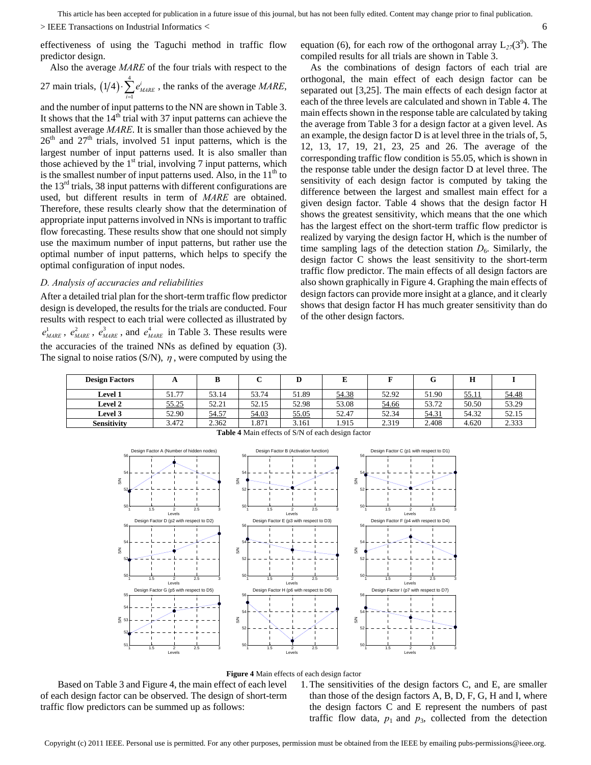effectiveness of using the Taguchi method in traffic flow predictor design.

Also the average *MARE* of the four trials with respect to the 27 main trials, $(1/4)\cdot\sum_{i=1}^{4} e_{MARE}^{i}$, the ranks of the average *MARE*, and the number of input patterns to the NN are shown in Table 3. It shows that the 14th trial with 37 input patterns can achieve the smallest average *MARE*. It is smaller than those achieved by the 26th and 27th trials, involved 51 input patterns, which is the largest number of input patterns used. It is also smaller than those achieved by the 1st trial, involving 7 input patterns, which is the smallest number of input patterns used. Also, in the 11th to the 13rd trials, 38 input patterns with different configurations are used, but different results in term of *MARE* are obtained. Therefore, these results clearly show that the determination of appropriate input patterns involved in NNs is important to traffic flow forecasting. These results show that one should not simply use the maximum number of input patterns, but rather use the optimal number of input patterns, which helps to specify the optimal configuration of input nodes.

### *D. Analysis of accuracies and reliabilities*

After a detailed trial plan for the short-term traffic flow predictor design is developed, the results for the trials are conducted. Four results with respect to each trial were collected as illustrated by $e_{MARE}^{1}$, $e_{MARE}^{2}$, $e_{MARE}^{3}$, and $e_{MARE}^{4}$ in Table 3. These results were the accuracies of the trained NNs as defined by equation (3). The signal to noise ratios (S/N), $\eta$, were computed by using the equation (6), for each row of the orthogonal array $L_{27}(3^9)$. The compiled results for all trials are shown in Table 3.

As the combinations of design factors of each trial are orthogonal, the main effect of each design factor can be separated out [3,25]. The main effects of each design factor at each of the three levels are calculated and shown in Table 4. The main effects shown in the response table are calculated by taking the average from Table 3 for a design factor at a given level. As an example, the design factor D is at level three in the trials of, 5, 12, 13, 17, 19, 21, 23, 25 and 26. The average of the corresponding traffic flow condition is 55.05, which is shown in the response table under the design factor D at level three. The sensitivity of each design factor is computed by taking the difference between the largest and smallest main effect for a given design factor. Table 4 shows that the design factor H shows the greatest sensitivity, which means that the one which has the largest effect on the short-term traffic flow predictor is realized by varying the design factor H, which is the number of time sampling lags of the detection station $D_6$. Similarly, the design factor C shows the least sensitivity to the short-term traffic flow predictor. The main effects of all design factors are also shown graphically in Figure 4. Graphing the main effects of design factors can provide more insight at a glance, and it clearly shows that design factor H has much greater sensitivity than do of the other design factors.

| Design Factors | A | B | C | D | E | F | G | H | I |
|---|---|---|---|---|---|---|---|---|---|
| Level 1 | 51.77 | 53.14 | 53.74 | 51.89 | <u>54.38</u> | 52.92 | 51.90 | <u>55.11</u> | <u>54.48</u> |
| Level 2 | <u>55.25</u> | 52.21 | 52.15 | 52.98 | 53.08 | <u>54.66</u> | 53.72 | 50.50 | 53.29 |
| Level 3 | 52.90 | <u>54.57</u> | <u>54.03</u> | <u>55.05</u> | 52.47 | 52.34 | <u>54.31</u> | 54.32 | 52.15 |
| Sensitivity | 3.472 | 2.362 | 1.871 | 3.161 | 1.915 | 2.319 | 2.408 | 4.620 | 2.333 |

**Table 4** Main effects of S/N of each design factor

**Figure 4** Main effects of each design factor

Based on Table 3 and Figure 4, the main effect of each level of each design factor can be observed. The design of short-term traffic flow predictors can be summed up as follows:

1. The sensitivities of the design factors C, and E, are smaller than those of the design factors A, B, D, F, G, H and I, where the design factors C and E represent the numbers of past traffic flow data, $p_1$ and $p_3$, collected from the detection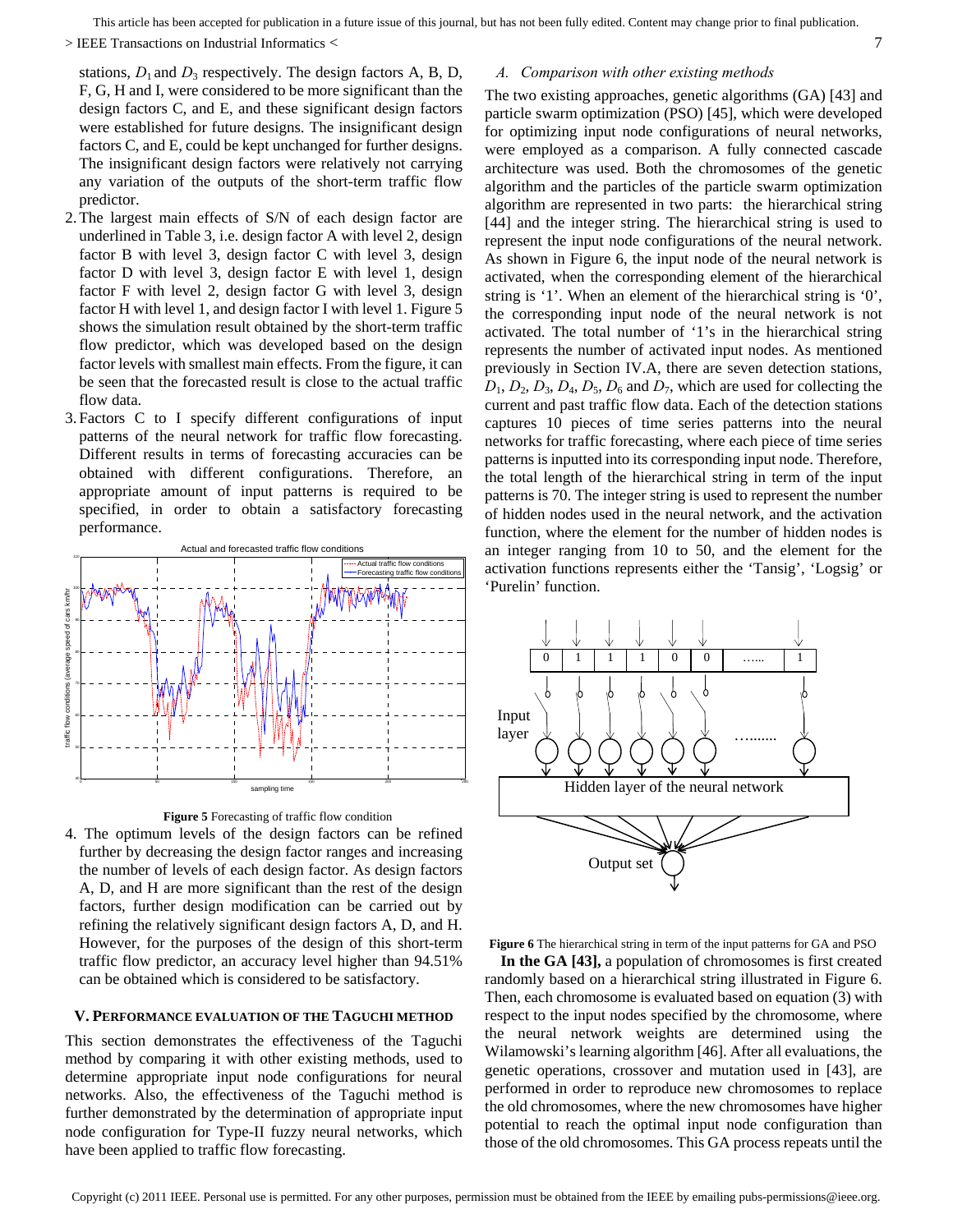stations, $D_1$ and $D_3$ respectively. The design factors A, B, D, F, G, H and I, were considered to be more significant than the design factors C, and E, and these significant design factors were established for future designs. The insignificant design factors C, and E, could be kept unchanged for further designs. The insignificant design factors were relatively not carrying any variation of the outputs of the short-term traffic flow predictor.

2. The largest main effects of S/N of each design factor are underlined in Table 3, i.e. design factor A with level 2, design factor B with level 3, design factor C with level 3, design factor D with level 3, design factor E with level 1, design factor F with level 2, design factor G with level 3, design factor H with level 1, and design factor I with level 1. Figure 5 shows the simulation result obtained by the short-term traffic flow predictor, which was developed based on the design factor levels with smallest main effects. From the figure, it can be seen that the forecasted result is close to the actual traffic flow data.
3. Factors C to I specify different configurations of input patterns of the neural network for traffic flow forecasting. Different results in terms of forecasting accuracies can be obtained with different configurations. Therefore, an appropriate amount of input patterns is required to be specified, in order to obtain a satisfactory forecasting performance.

**Figure 5** Forecasting of traffic flow condition

4. The optimum levels of the design factors can be refined further by decreasing the design factor ranges and increasing the number of levels of each design factor. As design factors A, D, and H are more significant than the rest of the design factors, further design modification can be carried out by refining the relatively significant design factors A, D, and H. However, for the purposes of the design of this short-term traffic flow predictor, an accuracy level higher than 94.51% can be obtained which is considered to be satisfactory.

## V. Performance Evaluation of the Taguchi Method

This section demonstrates the effectiveness of the Taguchi method by comparing it with other existing methods, used to determine appropriate input node configurations for neural networks. Also, the effectiveness of the Taguchi method is further demonstrated by the determination of appropriate input node configuration for Type-II fuzzy neural networks, which have been applied to traffic flow forecasting.

### *A. Comparison with other existing methods*

The two existing approaches, genetic algorithms (GA) [43] and particle swarm optimization (PSO) [45], which were developed for optimizing input node configurations of neural networks, were employed as a comparison. A fully connected cascade architecture was used. Both the chromosomes of the genetic algorithm and the particles of the particle swarm optimization algorithm are represented in two parts: the hierarchical string [44] and the integer string. The hierarchical string is used to represent the input node configurations of the neural network. As shown in Figure 6, the input node of the neural network is activated, when the corresponding element of the hierarchical string is '1'. When an element of the hierarchical string is '0', the corresponding input node of the neural network is not activated. The total number of '1's in the hierarchical string represents the number of activated input nodes. As mentioned previously in Section IV.A, there are seven detection stations, $D_1$, $D_2$, $D_3$, $D_4$, $D_5$, $D_6$ and $D_7$, which are used for collecting the current and past traffic flow data. Each of the detection stations captures 10 pieces of time series patterns into the neural networks for traffic forecasting, where each piece of time series patterns is inputted into its corresponding input node. Therefore, the total length of the hierarchical string in term of the input patterns is 70. The integer string is used to represent the number of hidden nodes used in the neural network, and the activation function, where the element for the number of hidden nodes is an integer ranging from 10 to 50, and the element for the activation functions represents either the 'Tansig', 'Logsig' or 'Purelin' function.

**Figure 6** The hierarchical string in term of the input patterns for GA and PSO

**In the GA [43],** a population of chromosomes is first created randomly based on a hierarchical string illustrated in Figure 6. Then, each chromosome is evaluated based on equation (3) with respect to the input nodes specified by the chromosome, where the neural network weights are determined using the Wilamowski's learning algorithm [46]. After all evaluations, the genetic operations, crossover and mutation used in [43], are performed in order to reproduce new chromosomes to replace the old chromosomes, where the new chromosomes have higher potential to reach the optimal input node configuration than those of the old chromosomes. This GA process repeats until the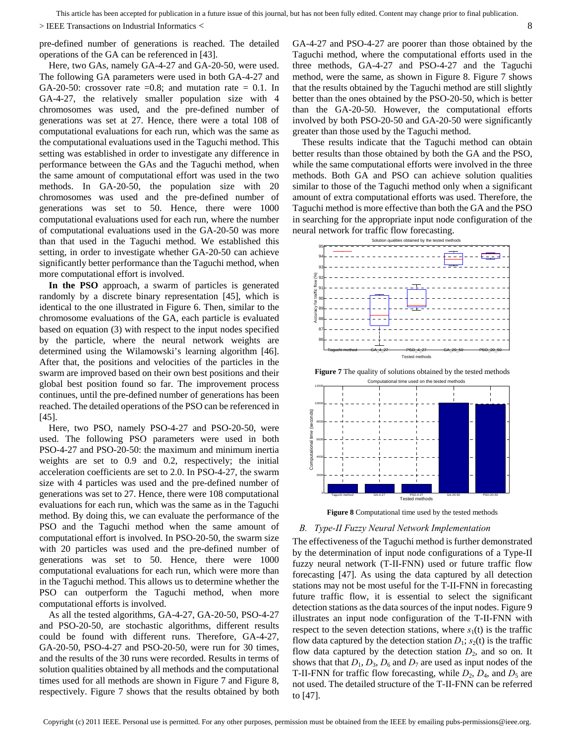pre-defined number of generations is reached. The detailed operations of the GA can be referenced in [43].

Here, two GAs, namely GA-4-27 and GA-20-50, were used. The following GA parameters were used in both GA-4-27 and GA-20-50: crossover rate =0.8; and mutation rate = 0.1. In GA-4-27, the relatively smaller population size with 4 chromosomes was used, and the pre-defined number of generations was set at 27. Hence, there were a total 108 of computational evaluations for each run, which was the same as the computational evaluations used in the Taguchi method. This setting was established in order to investigate any difference in performance between the GAs and the Taguchi method, when the same amount of computational effort was used in the two methods. In GA-20-50, the population size with 20 chromosomes was used and the pre-defined number of generations was set to 50. Hence, there were 1000 computational evaluations used for each run, where the number of computational evaluations used in the GA-20-50 was more than that used in the Taguchi method. We established this setting, in order to investigate whether GA-20-50 can achieve significantly better performance than the Taguchi method, when more computational effort is involved.

**In the PSO** approach, a swarm of particles is generated randomly by a discrete binary representation [45], which is identical to the one illustrated in Figure 6. Then, similar to the chromosome evaluations of the GA, each particle is evaluated based on equation (3) with respect to the input nodes specified by the particle, where the neural network weights are determined using the Wilamowski's learning algorithm [46]. After that, the positions and velocities of the particles in the swarm are improved based on their own best positions and their global best position found so far. The improvement process continues, until the pre-defined number of generations has been reached. The detailed operations of the PSO can be referenced in [45].

Here, two PSO, namely PSO-4-27 and PSO-20-50, were used. The following PSO parameters were used in both PSO-4-27 and PSO-20-50: the maximum and minimum inertia weights are set to 0.9 and 0.2, respectively; the initial acceleration coefficients are set to 2.0. In PSO-4-27, the swarm size with 4 particles was used and the pre-defined number of generations was set to 27. Hence, there were 108 computational evaluations for each run, which was the same as in the Taguchi method. By doing this, we can evaluate the performance of the PSO and the Taguchi method when the same amount of computational effort is involved. In PSO-20-50, the swarm size with 20 particles was used and the pre-defined number of generations was set to 50. Hence, there were 1000 computational evaluations for each run, which were more than in the Taguchi method. This allows us to determine whether the PSO can outperform the Taguchi method, when more computational efforts is involved.

As all the tested algorithms, GA-4-27, GA-20-50, PSO-4-27 and PSO-20-50, are stochastic algorithms, different results could be found with different runs. Therefore, GA-4-27, GA-20-50, PSO-4-27 and PSO-20-50, were run for 30 times, and the results of the 30 runs were recorded. Results in terms of solution qualities obtained by all methods and the computational times used for all methods are shown in Figure 7 and Figure 8, respectively. Figure 7 shows that the results obtained by both GA-4-27 and PSO-4-27 are poorer than those obtained by the Taguchi method, where the computational efforts used in the three methods, GA-4-27 and PSO-4-27 and the Taguchi method, were the same, as shown in Figure 8. Figure 7 shows that the results obtained by the Taguchi method are still slightly better than the ones obtained by the PSO-20-50, which is better than the GA-20-50. However, the computational efforts involved by both PSO-20-50 and GA-20-50 were significantly greater than those used by the Taguchi method.

These results indicate that the Taguchi method can obtain better results than those obtained by both the GA and the PSO, while the same computational efforts were involved in the three methods. Both GA and PSO can achieve solution qualities similar to those of the Taguchi method only when a significant amount of extra computational efforts was used. Therefore, the Taguchi method is more effective than both the GA and the PSO in searching for the appropriate input node configuration of the neural network for traffic flow forecasting.

**Figure 7** The quality of solutions obtained by the tested methods

**Figure 8** Computational time used by the tested methods

### *B. Type-II Fuzzy Neural Network Implementation*

The effectiveness of the Taguchi method is further demonstrated by the determination of input node configurations of a Type-II fuzzy neural network (T-II-FNN) used or future traffic flow forecasting [47]. As using the data captured by all detection stations may not be most useful for the T-II-FNN in forecasting future traffic flow, it is essential to select the significant detection stations as the data sources of the input nodes. Figure 9 illustrates an input node configuration of the T-II-FNN with respect to the seven detection stations, where $s_1(t)$ is the traffic flow data captured by the detection station $D_1$; $s_2(t)$ is the traffic flow data captured by the detection station $D_2$, and so on. It shows that that $D_1$, $D_3$, $D_6$ and $D_7$ are used as input nodes of the T-II-FNN for traffic flow forecasting, while $D_2$, $D_4$, and $D_5$ are not used. The detailed structure of the T-II-FNN can be referred to [47].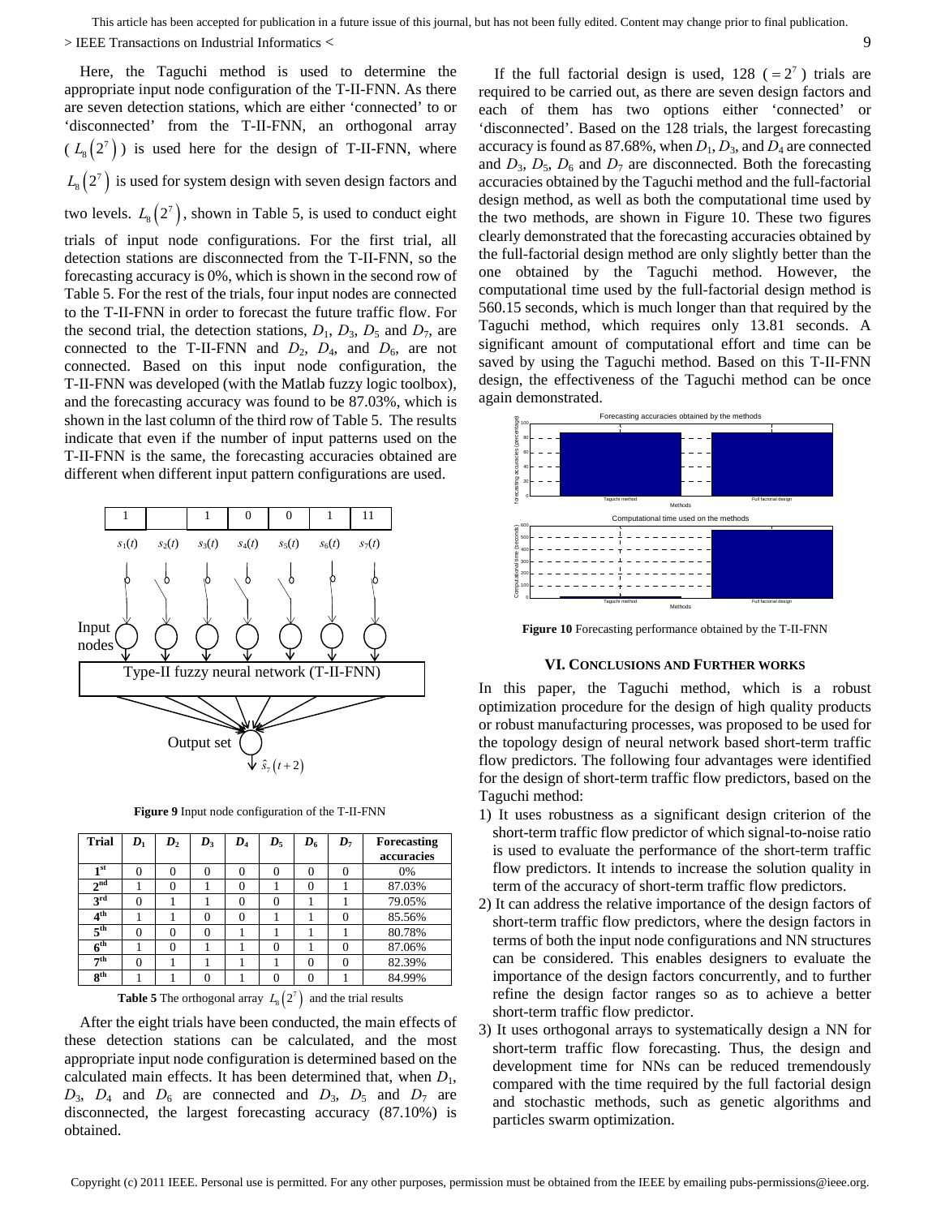Here, the Taguchi method is used to determine the appropriate input node configuration of the T-II-FNN. As there are seven detection stations, which are either 'connected' to or 'disconnected' from the T-II-FNN, an orthogonal array ( $L_8\left(2^7\right)$ ) is used here for the design of T-II-FNN, where $L_8\left(2^7\right)$ is used for system design with seven design factors and two levels. $L_8\left(2^7\right)$, shown in Table 5, is used to conduct eight trials of input node configurations. For the first trial, all detection stations are disconnected from the T-II-FNN, so the forecasting accuracy is 0%, which is shown in the second row of Table 5. For the rest of the trials, four input nodes are connected to the T-II-FNN in order to forecast the future traffic flow. For the second trial, the detection stations, $D_1$, $D_3$, $D_5$ and $D_7$, are connected to the T-II-FNN and $D_2$, $D_4$, and $D_6$, are not connected. Based on this input node configuration, the T-II-FNN was developed (with the Matlab fuzzy logic toolbox), and the forecasting accuracy was found to be 87.03%, which is shown in the last column of the third row of Table 5. The results indicate that even if the number of input patterns used on the T-II-FNN is the same, the forecasting accuracies obtained are different when different input pattern configurations are used.

**Figure 9** Input node configuration of the T-II-FNN

| Trial | $D_1$ | $D_2$ | $D_3$ | $D_4$ | $D_5$ | $D_6$ | $D_7$ | Forecasting accuracies |
|---|---|---|---|---|---|---|---|---|
| 1st | 0 | 0 | 0 | 0 | 0 | 0 | 0 | 0% |
| 2nd | 1 | 0 | 1 | 0 | 1 | 0 | 1 | 87.03% |
| 3rd | 0 | 1 | 1 | 0 | 0 | 1 | 1 | 79.05% |
| 4th | 1 | 1 | 0 | 0 | 1 | 1 | 0 | 85.56% |
| 5th | 0 | 0 | 0 | 1 | 1 | 1 | 1 | 80.78% |
| 6th | 1 | 0 | 1 | 1 | 0 | 1 | 0 | 87.06% |
| 7th | 0 | 1 | 1 | 1 | 1 | 0 | 0 | 82.39% |
| 8th | 1 | 1 | 0 | 1 | 0 | 0 | 1 | 84.99% |

**Table 5** The orthogonal array $L_8\left(2^7\right)$ and the trial results

After the eight trials have been conducted, the main effects of these detection stations can be calculated, and the most appropriate input node configuration is determined based on the calculated main effects. It has been determined that, when $D_1$, $D_3$, $D_4$ and $D_6$ are connected and $D_3$, $D_5$ and $D_7$ are disconnected, the largest forecasting accuracy (87.10%) is obtained.

If the full factorial design is used, 128 ( $=2^7$ ) trials are required to be carried out, as there are seven design factors and each of them has two options either 'connected' or 'disconnected'. Based on the 128 trials, the largest forecasting accuracy is found as 87.68%, when $D_1$, $D_3$, and $D_4$ are connected and $D_3$, $D_5$, $D_6$ and $D_7$ are disconnected. Both the forecasting accuracies obtained by the Taguchi method and the full-factorial design method, as well as both the computational time used by the two methods, are shown in Figure 10. These two figures clearly demonstrated that the forecasting accuracies obtained by the full-factorial design method are only slightly better than the one obtained by the Taguchi method. However, the computational time used by the full-factorial design method is 560.15 seconds, which is much longer than that required by the Taguchi method, which requires only 13.81 seconds. A significant amount of computational effort and time can be saved by using the Taguchi method. Based on this T-II-FNN design, the effectiveness of the Taguchi method can be once again demonstrated.

**Figure 10** Forecasting performance obtained by the T-II-FNN

## VI. Conclusions and Further works

In this paper, the Taguchi method, which is a robust optimization procedure for the design of high quality products or robust manufacturing processes, was proposed to be used for the topology design of neural network based short-term traffic flow predictors. The following four advantages were identified for the design of short-term traffic flow predictors, based on the Taguchi method:

1) It uses robustness as a significant design criterion of the short-term traffic flow predictor of which signal-to-noise ratio is used to evaluate the performance of the short-term traffic flow predictors. It intends to increase the solution quality in term of the accuracy of short-term traffic flow predictors.
2) It can address the relative importance of the design factors of short-term traffic flow predictors, where the design factors in terms of both the input node configurations and NN structures can be considered. This enables designers to evaluate the importance of the design factors concurrently, and to further refine the design factor ranges so as to achieve a better short-term traffic flow predictor.
3) It uses orthogonal arrays to systematically design a NN for short-term traffic flow forecasting. Thus, the design and development time for NNs can be reduced tremendously compared with the time required by the full factorial design and stochastic methods, such as genetic algorithms and particles swarm optimization.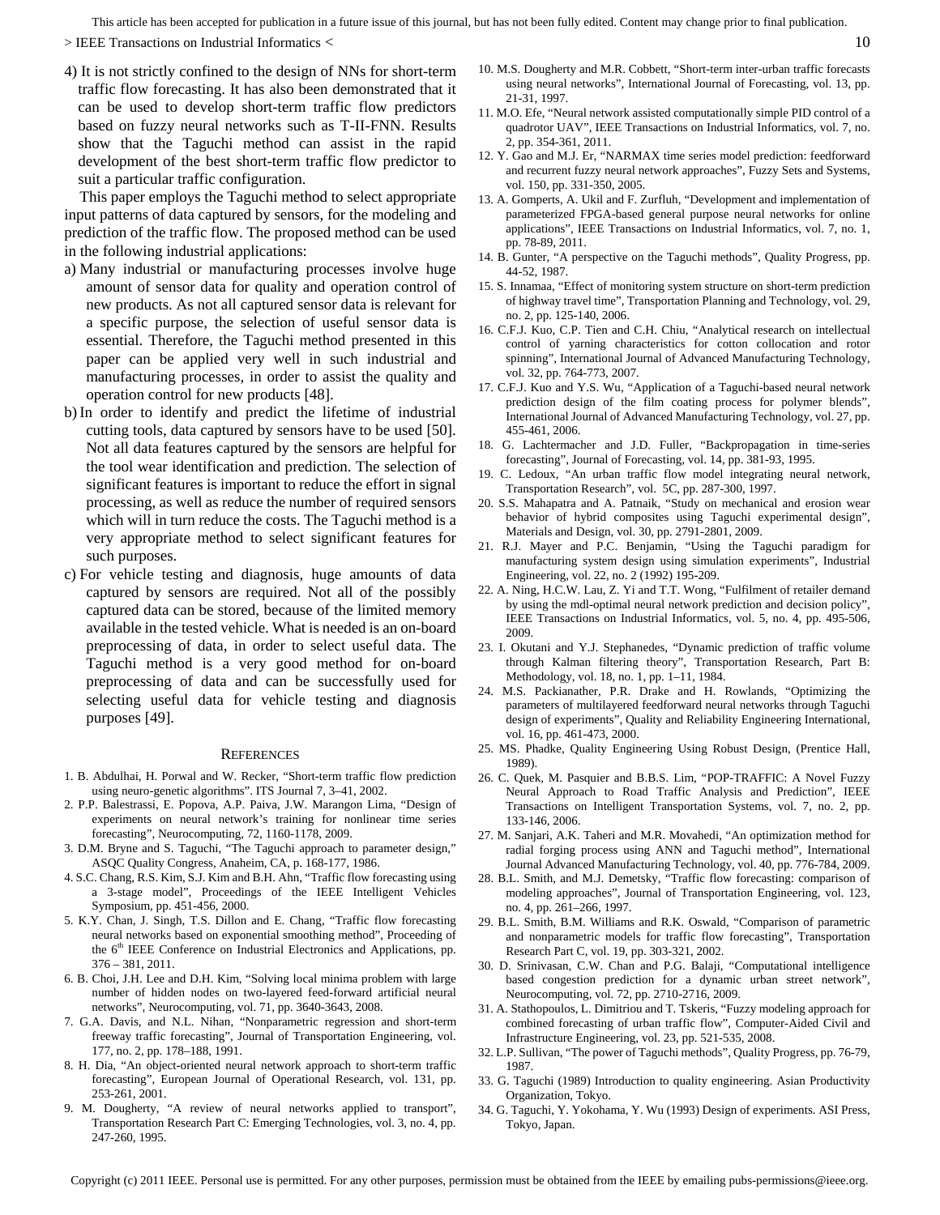4) It is not strictly confined to the design of NNs for short-term traffic flow forecasting. It has also been demonstrated that it can be used to develop short-term traffic flow predictors based on fuzzy neural networks such as T-II-FNN. Results show that the Taguchi method can assist in the rapid development of the best short-term traffic flow predictor to suit a particular traffic configuration.

This paper employs the Taguchi method to select appropriate input patterns of data captured by sensors, for the modeling and prediction of the traffic flow. The proposed method can be used in the following industrial applications:

a) Many industrial or manufacturing processes involve huge amount of sensor data for quality and operation control of new products. As not all captured sensor data is relevant for a specific purpose, the selection of useful sensor data is essential. Therefore, the Taguchi method presented in this paper can be applied very well in such industrial and manufacturing processes, in order to assist the quality and operation control for new products [48].
b) In order to identify and predict the lifetime of industrial cutting tools, data captured by sensors have to be used [50]. Not all data features captured by the sensors are helpful for the tool wear identification and prediction. The selection of significant features is important to reduce the effort in signal processing, as well as reduce the number of required sensors which will in turn reduce the costs. The Taguchi method is a very appropriate method to select significant features for such purposes.
c) For vehicle testing and diagnosis, huge amounts of data captured by sensors are required. Not all of the possibly captured data can be stored, because of the limited memory available in the tested vehicle. What is needed is an on-board preprocessing of data, in order to select useful data. The Taguchi method is a very good method for on-board preprocessing of data and can be successfully used for selecting useful data for vehicle testing and diagnosis purposes [49].

## References

1. B. Abdulhai, H. Porwal and W. Recker, "Short-term traffic flow prediction using neuro-genetic algorithms". ITS Journal 7, 3–41, 2002.
2. P.P. Balestrassi, E. Popova, A.P. Paiva, J.W. Marangon Lima, "Design of experiments on neural network's training for nonlinear time series forecasting", Neurocomputing, 72, 1160-1178, 2009.
3. D.M. Bryne and S. Taguchi, "The Taguchi approach to parameter design," ASQC Quality Congress, Anaheim, CA, p. 168-177, 1986.
4. S.C. Chang, R.S. Kim, S.J. Kim and B.H. Ahn, "Traffic flow forecasting using a 3-stage model", Proceedings of the IEEE Intelligent Vehicles Symposium, pp. 451-456, 2000.
5. K.Y. Chan, J. Singh, T.S. Dillon and E. Chang, "Traffic flow forecasting neural networks based on exponential smoothing method", Proceeding of the 6th IEEE Conference on Industrial Electronics and Applications, pp. 376 – 381, 2011.
6. B. Choi, J.H. Lee and D.H. Kim, "Solving local minima problem with large number of hidden nodes on two-layered feed-forward artificial neural networks", Neurocomputing, vol. 71, pp. 3640-3643, 2008.
7. G.A. Davis, and N.L. Nihan, "Nonparametric regression and short-term freeway traffic forecasting", Journal of Transportation Engineering, vol. 177, no. 2, pp. 178–188, 1991.
8. H. Dia, "An object-oriented neural network approach to short-term traffic forecasting", European Journal of Operational Research, vol. 131, pp. 253-261, 2001.
9. M. Dougherty, "A review of neural networks applied to transport", Transportation Research Part C: Emerging Technologies, vol. 3, no. 4, pp. 247-260, 1995.
10. M.S. Dougherty and M.R. Cobbett, "Short-term inter-urban traffic forecasts using neural networks", International Journal of Forecasting, vol. 13, pp. 21-31, 1997.
11. M.O. Efe, "Neural network assisted computationally simple PID control of a quadrotor UAV", IEEE Transactions on Industrial Informatics, vol. 7, no. 2, pp. 354-361, 2011.
12. Y. Gao and M.J. Er, "NARMAX time series model prediction: feedforward and recurrent fuzzy neural network approaches", Fuzzy Sets and Systems, vol. 150, pp. 331-350, 2005.
13. A. Gomperts, A. Ukil and F. Zurfluh, "Development and implementation of parameterized FPGA-based general purpose neural networks for online applications", IEEE Transactions on Industrial Informatics, vol. 7, no. 1, pp. 78-89, 2011.
14. B. Gunter, "A perspective on the Taguchi methods", Quality Progress, pp. 44-52, 1987.
15. S. Innamaa, "Effect of monitoring system structure on short-term prediction of highway travel time", Transportation Planning and Technology, vol. 29, no. 2, pp. 125-140, 2006.
16. C.F.J. Kuo, C.P. Tien and C.H. Chiu, "Analytical research on intellectual control of yarning characteristics for cotton collocation and rotor spinning", International Journal of Advanced Manufacturing Technology, vol. 32, pp. 764-773, 2007.
17. C.F.J. Kuo and Y.S. Wu, "Application of a Taguchi-based neural network prediction design of the film coating process for polymer blends", International Journal of Advanced Manufacturing Technology, vol. 27, pp. 455-461, 2006.
18. G. Lachtermacher and J.D. Fuller, "Backpropagation in time-series forecasting", Journal of Forecasting, vol. 14, pp. 381-93, 1995.
19. C. Ledoux, "An urban traffic flow model integrating neural network, Transportation Research", vol. 5C, pp. 287-300, 1997.
20. S.S. Mahapatra and A. Patnaik, "Study on mechanical and erosion wear behavior of hybrid composites using Taguchi experimental design", Materials and Design, vol. 30, pp. 2791-2801, 2009.
21. R.J. Mayer and P.C. Benjamin, "Using the Taguchi paradigm for manufacturing system design using simulation experiments", Industrial Engineering, vol. 22, no. 2 (1992) 195-209.
22. A. Ning, H.C.W. Lau, Z. Yi and T.T. Wong, "Fulfilment of retailer demand by using the mdl-optimal neural network prediction and decision policy", IEEE Transactions on Industrial Informatics, vol. 5, no. 4, pp. 495-506, 2009.
23. I. Okutani and Y.J. Stephanedes, "Dynamic prediction of traffic volume through Kalman filtering theory", Transportation Research, Part B: Methodology, vol. 18, no. 1, pp. 1–11, 1984.
24. M.S. Packianather, P.R. Drake and H. Rowlands, "Optimizing the parameters of multilayered feedforward neural networks through Taguchi design of experiments", Quality and Reliability Engineering International, vol. 16, pp. 461-473, 2000.
25. MS. Phadke, Quality Engineering Using Robust Design, (Prentice Hall, 1989).
26. C. Quek, M. Pasquier and B.B.S. Lim, "POP-TRAFFIC: A Novel Fuzzy Neural Approach to Road Traffic Analysis and Prediction", IEEE Transactions on Intelligent Transportation Systems, vol. 7, no. 2, pp. 133-146, 2006.
27. M. Sanjari, A.K. Taheri and M.R. Movahedi, "An optimization method for radial forging process using ANN and Taguchi method", International Journal Advanced Manufacturing Technology, vol. 40, pp. 776-784, 2009.
28. B.L. Smith, and M.J. Demetsky, "Traffic flow forecasting: comparison of modeling approaches", Journal of Transportation Engineering, vol. 123, no. 4, pp. 261–266, 1997.
29. B.L. Smith, B.M. Williams and R.K. Oswald, "Comparison of parametric and nonparametric models for traffic flow forecasting", Transportation Research Part C, vol. 19, pp. 303-321, 2002.
30. D. Srinivasan, C.W. Chan and P.G. Balaji, "Computational intelligence based congestion prediction for a dynamic urban street network", Neurocomputing, vol. 72, pp. 2710-2716, 2009.
31. A. Stathopoulos, L. Dimitriou and T. Tskeris, "Fuzzy modeling approach for combined forecasting of urban traffic flow", Computer-Aided Civil and Infrastructure Engineering, vol. 23, pp. 521-535, 2008.
32. L.P. Sullivan, "The power of Taguchi methods", Quality Progress, pp. 76-79, 1987.
33. G. Taguchi (1989) Introduction to quality engineering. Asian Productivity Organization, Tokyo.
34. G. Taguchi, Y. Yokohama, Y. Wu (1993) Design of experiments. ASI Press, Tokyo, Japan.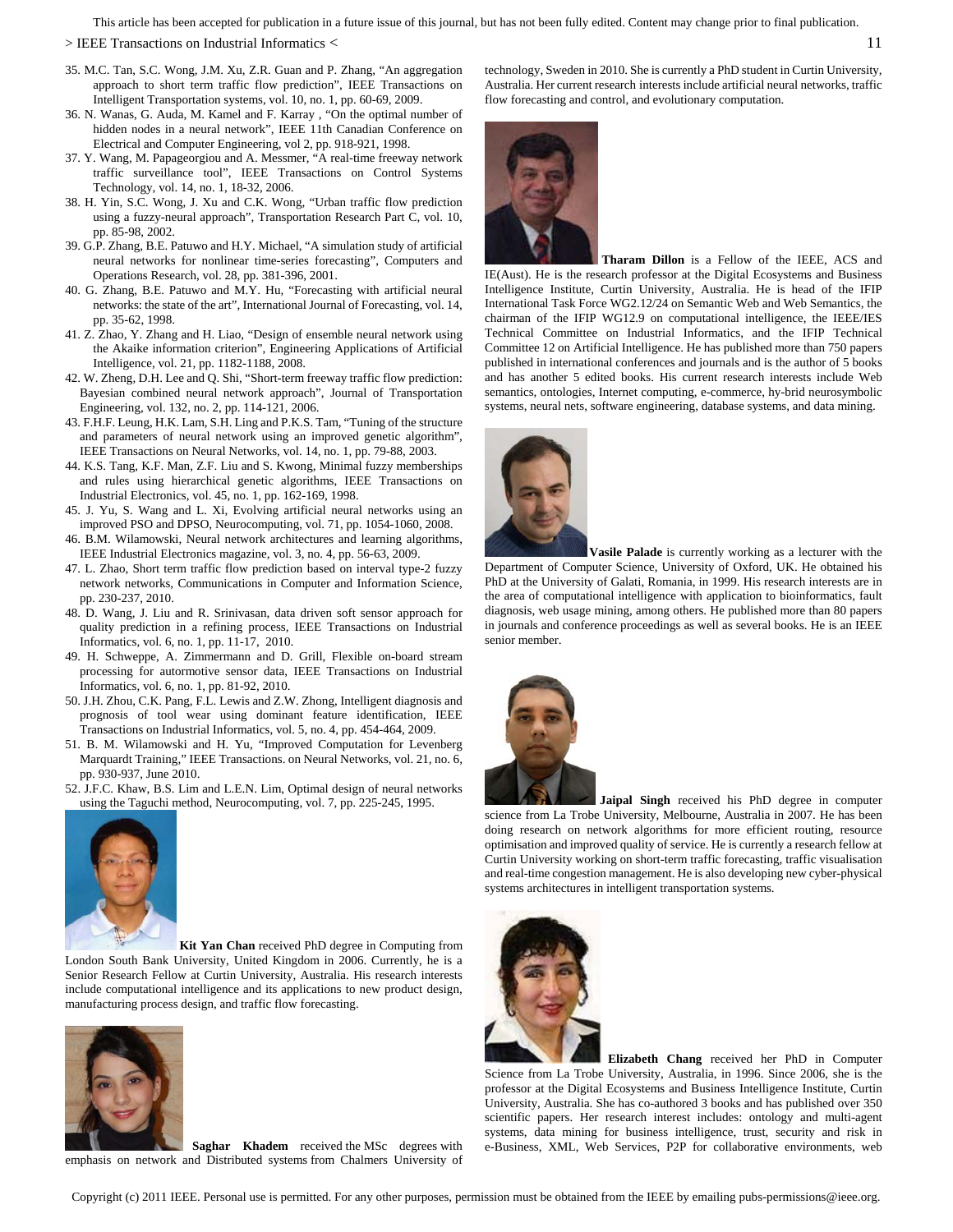35. M.C. Tan, S.C. Wong, J.M. Xu, Z.R. Guan and P. Zhang, "An aggregation approach to short term traffic flow prediction", IEEE Transactions on Intelligent Transportation systems, vol. 10, no. 1, pp. 60-69, 2009.
36. N. Wanas, G. Auda, M. Kamel and F. Karray , "On the optimal number of hidden nodes in a neural network", IEEE 11th Canadian Conference on Electrical and Computer Engineering, vol 2, pp. 918-921, 1998.
37. Y. Wang, M. Papageorgiou and A. Messmer, "A real-time freeway network traffic surveillance tool", IEEE Transactions on Control Systems Technology, vol. 14, no. 1, 18-32, 2006.
38. H. Yin, S.C. Wong, J. Xu and C.K. Wong, "Urban traffic flow prediction using a fuzzy-neural approach", Transportation Research Part C, vol. 10, pp. 85-98, 2002.
39. G.P. Zhang, B.E. Patuwo and H.Y. Michael, "A simulation study of artificial neural networks for nonlinear time-series forecasting", Computers and Operations Research, vol. 28, pp. 381-396, 2001.
40. G. Zhang, B.E. Patuwo and M.Y. Hu, "Forecasting with artificial neural networks: the state of the art", International Journal of Forecasting, vol. 14, pp. 35-62, 1998.
41. Z. Zhao, Y. Zhang and H. Liao, "Design of ensemble neural network using the Akaike information criterion", Engineering Applications of Artificial Intelligence, vol. 21, pp. 1182-1188, 2008.
42. W. Zheng, D.H. Lee and Q. Shi, "Short-term freeway traffic flow prediction: Bayesian combined neural network approach", Journal of Transportation Engineering, vol. 132, no. 2, pp. 114-121, 2006.
43. F.H.F. Leung, H.K. Lam, S.H. Ling and P.K.S. Tam, "Tuning of the structure and parameters of neural network using an improved genetic algorithm", IEEE Transactions on Neural Networks, vol. 14, no. 1, pp. 79-88, 2003.
44. K.S. Tang, K.F. Man, Z.F. Liu and S. Kwong, Minimal fuzzy memberships and rules using hierarchical genetic algorithms, IEEE Transactions on Industrial Electronics, vol. 45, no. 1, pp. 162-169, 1998.
45. J. Yu, S. Wang and L. Xi, Evolving artificial neural networks using an improved PSO and DPSO, Neurocomputing, vol. 71, pp. 1054-1060, 2008.
46. B.M. Wilamowski, Neural network architectures and learning algorithms, IEEE Industrial Electronics magazine, vol. 3, no. 4, pp. 56-63, 2009.
47. L. Zhao, Short term traffic flow prediction based on interval type-2 fuzzy network networks, Communications in Computer and Information Science, pp. 230-237, 2010.
48. D. Wang, J. Liu and R. Srinivasan, data driven soft sensor approach for quality prediction in a refining process, IEEE Transactions on Industrial Informatics, vol. 6, no. 1, pp. 11-17, 2010.
49. H. Schweppe, A. Zimmermann and D. Grill, Flexible on-board stream processing for autormotive sensor data, IEEE Transactions on Industrial Informatics, vol. 6, no. 1, pp. 81-92, 2010.
50. J.H. Zhou, C.K. Pang, F.L. Lewis and Z.W. Zhong, Intelligent diagnosis and prognosis of tool wear using dominant feature identification, IEEE Transactions on Industrial Informatics, vol. 5, no. 4, pp. 454-464, 2009.
51. B. M. Wilamowski and H. Yu, "Improved Computation for Levenberg Marquardt Training," IEEE Transactions. on Neural Networks, vol. 21, no. 6, pp. 930-937, June 2010.
52. J.F.C. Khaw, B.S. Lim and L.E.N. Lim, Optimal design of neural networks using the Taguchi method, Neurocomputing, vol. 7, pp. 225-245, 1995.

**Kit Yan Chan** received PhD degree in Computing from London South Bank University, United Kingdom in 2006. Currently, he is a Senior Research Fellow at Curtin University, Australia. His research interests include computational intelligence and its applications to new product design, manufacturing process design, and traffic flow forecasting.

**Saghar Khadem** received the MSc degrees with emphasis on network and Distributed systems from Chalmers University of technology, Sweden in 2010. She is currently a PhD student in Curtin University, Australia. Her current research interests include artificial neural networks, traffic flow forecasting and control, and evolutionary computation.

**Tharam Dillon** is a Fellow of the IEEE, ACS and IE(Aust). He is the research professor at the Digital Ecosystems and Business Intelligence Institute, Curtin University, Australia. He is head of the IFIP International Task Force WG2.12/24 on Semantic Web and Web Semantics, the chairman of the IFIP WG12.9 on computational intelligence, the IEEE/IES Technical Committee on Industrial Informatics, and the IFIP Technical Committee 12 on Artificial Intelligence. He has published more than 750 papers published in international conferences and journals and is the author of 5 books and has another 5 edited books. His current research interests include Web semantics, ontologies, Internet computing, e-commerce, hy-brid neurosymbolic systems, neural nets, software engineering, database systems, and data mining.

**Vasile Palade** is currently working as a lecturer with the Department of Computer Science, University of Oxford, UK. He obtained his PhD at the University of Galati, Romania, in 1999. His research interests are in the area of computational intelligence with application to bioinformatics, fault diagnosis, web usage mining, among others. He published more than 80 papers in journals and conference proceedings as well as several books. He is an IEEE senior member.

**Jaipal Singh** received his PhD degree in computer science from La Trobe University, Melbourne, Australia in 2007. He has been doing research on network algorithms for more efficient routing, resource optimisation and improved quality of service. He is currently a research fellow at Curtin University working on short-term traffic forecasting, traffic visualisation and real-time congestion management. He is also developing new cyber-physical systems architectures in intelligent transportation systems.

**Elizabeth Chang** received her PhD in Computer Science from La Trobe University, Australia, in 1996. Since 2006, she is the professor at the Digital Ecosystems and Business Intelligence Institute, Curtin University, Australia. She has co-authored 3 books and has published over 350 scientific papers. Her research interest includes: ontology and multi-agent systems, data mining for business intelligence, trust, security and risk in e-Business, XML, Web Services, P2P for collaborative environments, web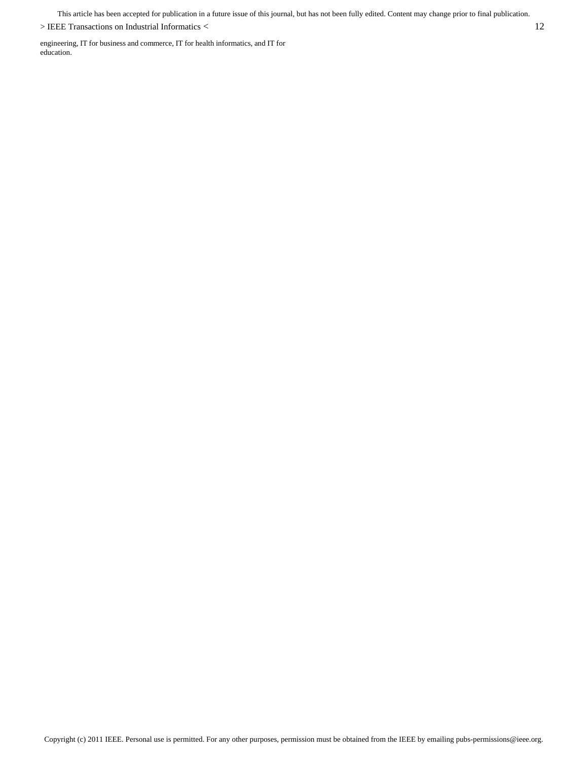engineering, IT for business and commerce, IT for health informatics, and IT for education.